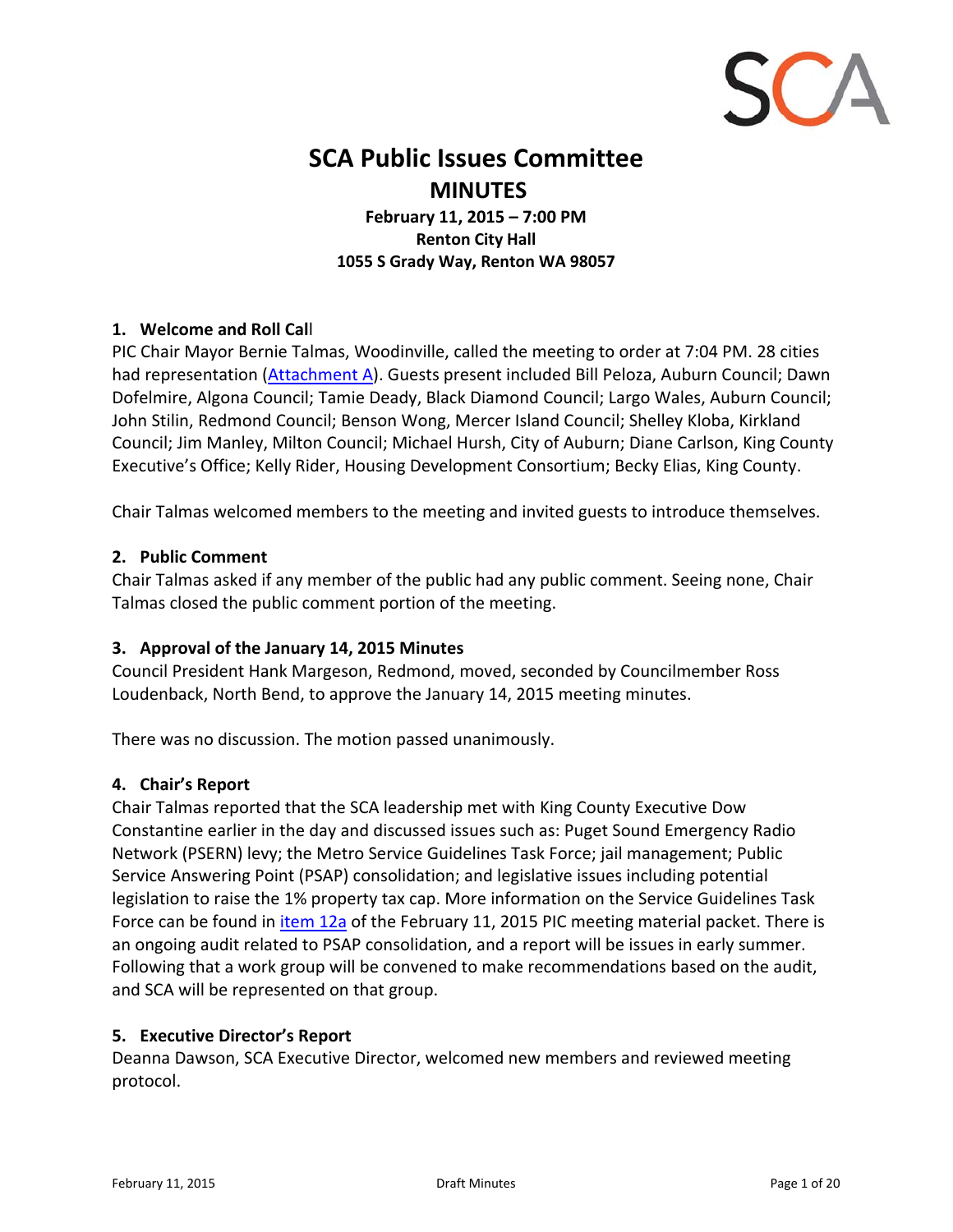# SCA Public Issues Committee

## MINUTES

**February 11, 2015 – 7:00 PM**
**Renton City Hall**
**1055 S Grady Way, Renton WA 98057**

### 1. Welcome and Roll Call

PIC Chair Mayor Bernie Talmas, Woodinville, called the meeting to order at 7:04 PM. 28 cities had representation (Attachment A). Guests present included Bill Peloza, Auburn Council; Dawn Dofelmire, Algona Council; Tamie Deady, Black Diamond Council; Largo Wales, Auburn Council; John Stilin, Redmond Council; Benson Wong, Mercer Island Council; Shelley Kloba, Kirkland Council; Jim Manley, Milton Council; Michael Hursh, City of Auburn; Diane Carlson, King County Executive's Office; Kelly Rider, Housing Development Consortium; Becky Elias, King County.

Chair Talmas welcomed members to the meeting and invited guests to introduce themselves.

### 2. Public Comment

Chair Talmas asked if any member of the public had any public comment. Seeing none, Chair Talmas closed the public comment portion of the meeting.

### 3. Approval of the January 14, 2015 Minutes

Council President Hank Margeson, Redmond, moved, seconded by Councilmember Ross Loudenback, North Bend, to approve the January 14, 2015 meeting minutes.

There was no discussion. The motion passed unanimously.

### 4. Chair's Report

Chair Talmas reported that the SCA leadership met with King County Executive Dow Constantine earlier in the day and discussed issues such as: Puget Sound Emergency Radio Network (PSERN) levy; the Metro Service Guidelines Task Force; jail management; Public Service Answering Point (PSAP) consolidation; and legislative issues including potential legislation to raise the 1% property tax cap. More information on the Service Guidelines Task Force can be found in item 12a of the February 11, 2015 PIC meeting material packet. There is an ongoing audit related to PSAP consolidation, and a report will be issues in early summer. Following that a work group will be convened to make recommendations based on the audit, and SCA will be represented on that group.

### 5. Executive Director's Report

Deanna Dawson, SCA Executive Director, welcomed new members and reviewed meeting protocol.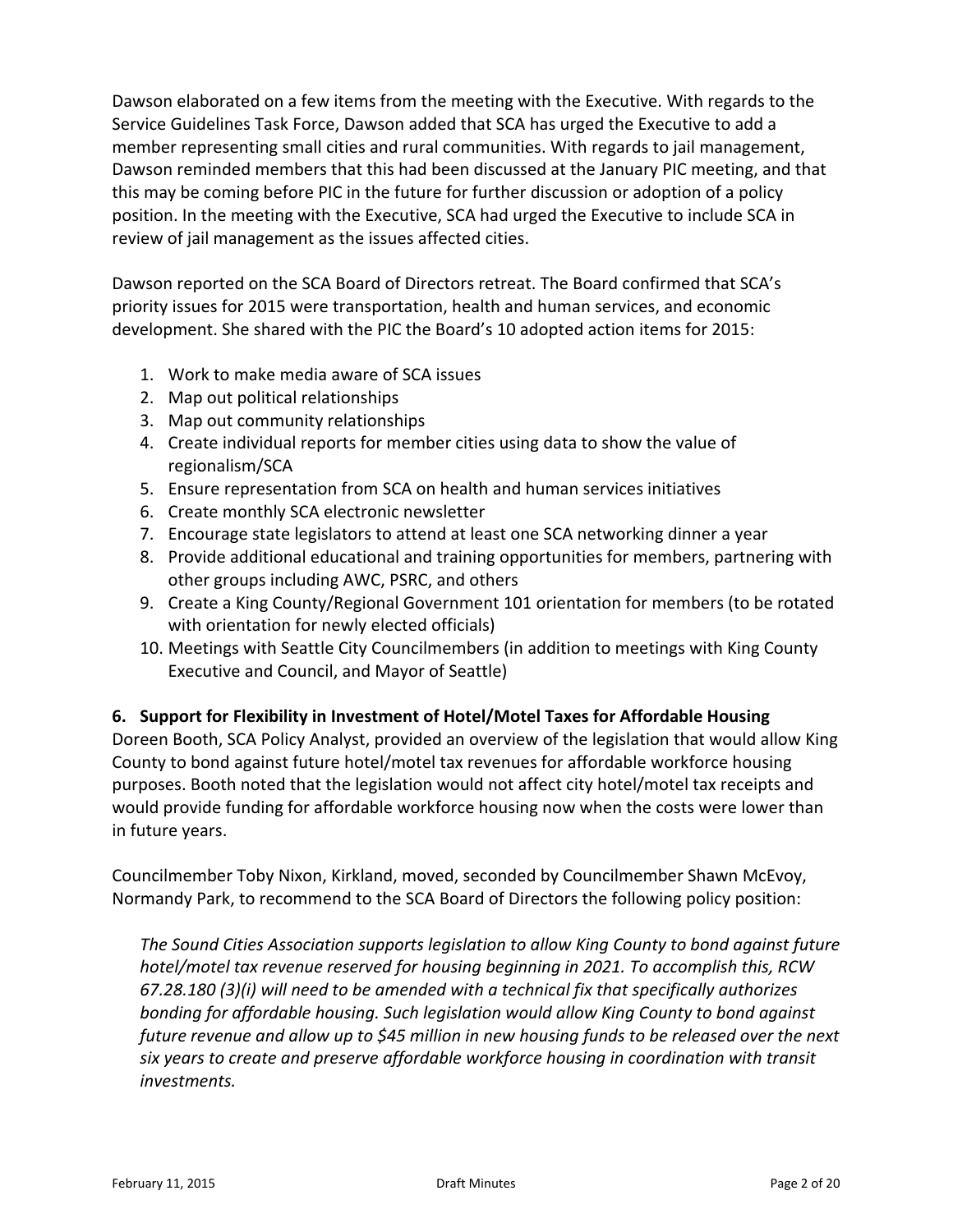Dawson elaborated on a few items from the meeting with the Executive. With regards to the Service Guidelines Task Force, Dawson added that SCA has urged the Executive to add a member representing small cities and rural communities. With regards to jail management, Dawson reminded members that this had been discussed at the January PIC meeting, and that this may be coming before PIC in the future for further discussion or adoption of a policy position. In the meeting with the Executive, SCA had urged the Executive to include SCA in review of jail management as the issues affected cities.

Dawson reported on the SCA Board of Directors retreat. The Board confirmed that SCA's priority issues for 2015 were transportation, health and human services, and economic development. She shared with the PIC the Board's 10 adopted action items for 2015:

1. Work to make media aware of SCA issues
2. Map out political relationships
3. Map out community relationships
4. Create individual reports for member cities using data to show the value of regionalism/SCA
5. Ensure representation from SCA on health and human services initiatives
6. Create monthly SCA electronic newsletter
7. Encourage state legislators to attend at least one SCA networking dinner a year
8. Provide additional educational and training opportunities for members, partnering with other groups including AWC, PSRC, and others
9. Create a King County/Regional Government 101 orientation for members (to be rotated with orientation for newly elected officials)
10. Meetings with Seattle City Councilmembers (in addition to meetings with King County Executive and Council, and Mayor of Seattle)

**6. Support for Flexibility in Investment of Hotel/Motel Taxes for Affordable Housing**

Doreen Booth, SCA Policy Analyst, provided an overview of the legislation that would allow King County to bond against future hotel/motel tax revenues for affordable workforce housing purposes. Booth noted that the legislation would not affect city hotel/motel tax receipts and would provide funding for affordable workforce housing now when the costs were lower than in future years.

Councilmember Toby Nixon, Kirkland, moved, seconded by Councilmember Shawn McEvoy, Normandy Park, to recommend to the SCA Board of Directors the following policy position:

*The Sound Cities Association supports legislation to allow King County to bond against future hotel/motel tax revenue reserved for housing beginning in 2021. To accomplish this, RCW 67.28.180 (3)(i) will need to be amended with a technical fix that specifically authorizes bonding for affordable housing. Such legislation would allow King County to bond against future revenue and allow up to $45 million in new housing funds to be released over the next six years to create and preserve affordable workforce housing in coordination with transit investments.*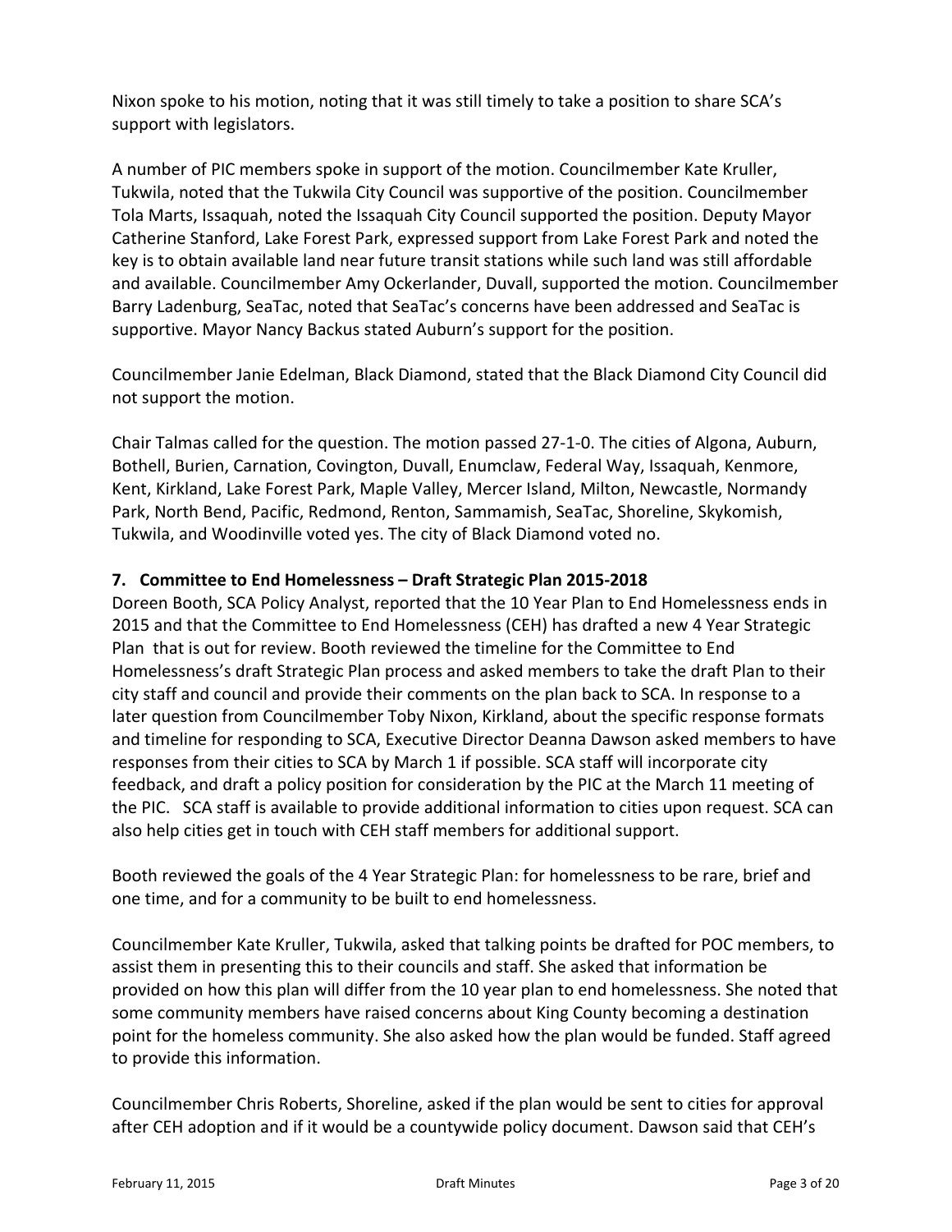Nixon spoke to his motion, noting that it was still timely to take a position to share SCA's support with legislators.

A number of PIC members spoke in support of the motion. Councilmember Kate Kruller, Tukwila, noted that the Tukwila City Council was supportive of the position. Councilmember Tola Marts, Issaquah, noted the Issaquah City Council supported the position. Deputy Mayor Catherine Stanford, Lake Forest Park, expressed support from Lake Forest Park and noted the key is to obtain available land near future transit stations while such land was still affordable and available. Councilmember Amy Ockerlander, Duvall, supported the motion. Councilmember Barry Ladenburg, SeaTac, noted that SeaTac's concerns have been addressed and SeaTac is supportive. Mayor Nancy Backus stated Auburn's support for the position.

Councilmember Janie Edelman, Black Diamond, stated that the Black Diamond City Council did not support the motion.

Chair Talmas called for the question. The motion passed 27-1-0. The cities of Algona, Auburn, Bothell, Burien, Carnation, Covington, Duvall, Enumclaw, Federal Way, Issaquah, Kenmore, Kent, Kirkland, Lake Forest Park, Maple Valley, Mercer Island, Milton, Newcastle, Normandy Park, North Bend, Pacific, Redmond, Renton, Sammamish, SeaTac, Shoreline, Skykomish, Tukwila, and Woodinville voted yes. The city of Black Diamond voted no.

**7. Committee to End Homelessness – Draft Strategic Plan 2015-2018**

Doreen Booth, SCA Policy Analyst, reported that the 10 Year Plan to End Homelessness ends in 2015 and that the Committee to End Homelessness (CEH) has drafted a new 4 Year Strategic Plan that is out for review. Booth reviewed the timeline for the Committee to End Homelessness's draft Strategic Plan process and asked members to take the draft Plan to their city staff and council and provide their comments on the plan back to SCA. In response to a later question from Councilmember Toby Nixon, Kirkland, about the specific response formats and timeline for responding to SCA, Executive Director Deanna Dawson asked members to have responses from their cities to SCA by March 1 if possible. SCA staff will incorporate city feedback, and draft a policy position for consideration by the PIC at the March 11 meeting of the PIC. SCA staff is available to provide additional information to cities upon request. SCA can also help cities get in touch with CEH staff members for additional support.

Booth reviewed the goals of the 4 Year Strategic Plan: for homelessness to be rare, brief and one time, and for a community to be built to end homelessness.

Councilmember Kate Kruller, Tukwila, asked that talking points be drafted for POC members, to assist them in presenting this to their councils and staff. She asked that information be provided on how this plan will differ from the 10 year plan to end homelessness. She noted that some community members have raised concerns about King County becoming a destination point for the homeless community. She also asked how the plan would be funded. Staff agreed to provide this information.

Councilmember Chris Roberts, Shoreline, asked if the plan would be sent to cities for approval after CEH adoption and if it would be a countywide policy document. Dawson said that CEH's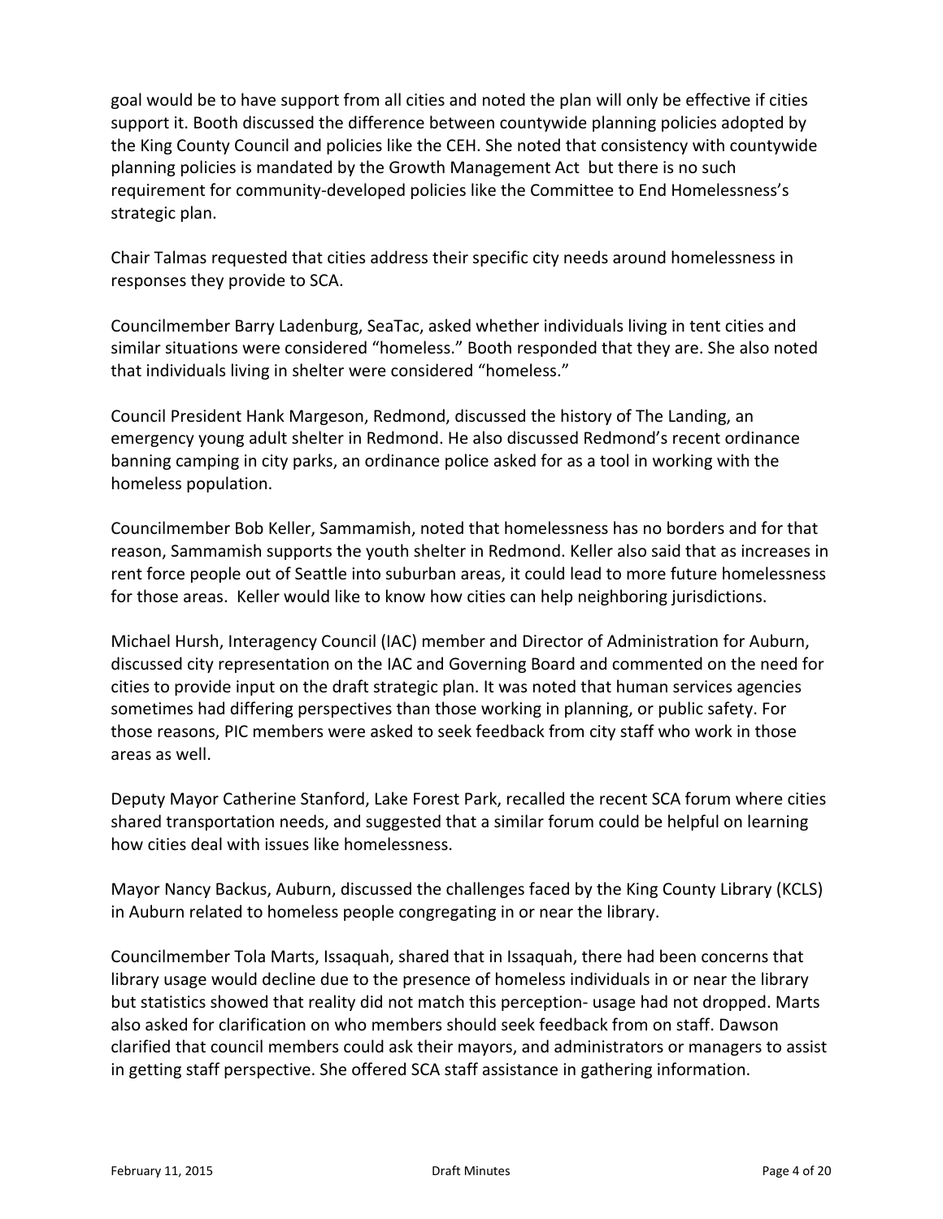goal would be to have support from all cities and noted the plan will only be effective if cities support it. Booth discussed the difference between countywide planning policies adopted by the King County Council and policies like the CEH. She noted that consistency with countywide planning policies is mandated by the Growth Management Act but there is no such requirement for community-developed policies like the Committee to End Homelessness's strategic plan.

Chair Talmas requested that cities address their specific city needs around homelessness in responses they provide to SCA.

Councilmember Barry Ladenburg, SeaTac, asked whether individuals living in tent cities and similar situations were considered "homeless." Booth responded that they are. She also noted that individuals living in shelter were considered "homeless."

Council President Hank Margeson, Redmond, discussed the history of The Landing, an emergency young adult shelter in Redmond. He also discussed Redmond's recent ordinance banning camping in city parks, an ordinance police asked for as a tool in working with the homeless population.

Councilmember Bob Keller, Sammamish, noted that homelessness has no borders and for that reason, Sammamish supports the youth shelter in Redmond. Keller also said that as increases in rent force people out of Seattle into suburban areas, it could lead to more future homelessness for those areas. Keller would like to know how cities can help neighboring jurisdictions.

Michael Hursh, Interagency Council (IAC) member and Director of Administration for Auburn, discussed city representation on the IAC and Governing Board and commented on the need for cities to provide input on the draft strategic plan. It was noted that human services agencies sometimes had differing perspectives than those working in planning, or public safety. For those reasons, PIC members were asked to seek feedback from city staff who work in those areas as well.

Deputy Mayor Catherine Stanford, Lake Forest Park, recalled the recent SCA forum where cities shared transportation needs, and suggested that a similar forum could be helpful on learning how cities deal with issues like homelessness.

Mayor Nancy Backus, Auburn, discussed the challenges faced by the King County Library (KCLS) in Auburn related to homeless people congregating in or near the library.

Councilmember Tola Marts, Issaquah, shared that in Issaquah, there had been concerns that library usage would decline due to the presence of homeless individuals in or near the library but statistics showed that reality did not match this perception- usage had not dropped. Marts also asked for clarification on who members should seek feedback from on staff. Dawson clarified that council members could ask their mayors, and administrators or managers to assist in getting staff perspective. She offered SCA staff assistance in gathering information.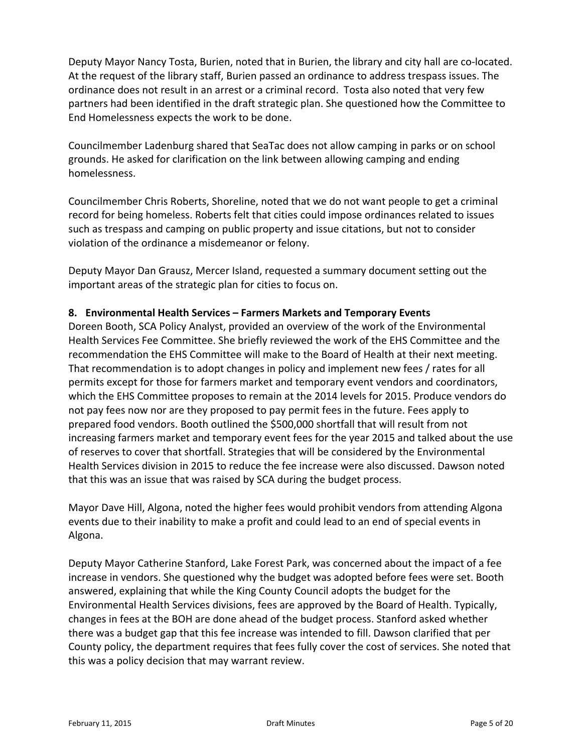Deputy Mayor Nancy Tosta, Burien, noted that in Burien, the library and city hall are co-located. At the request of the library staff, Burien passed an ordinance to address trespass issues. The ordinance does not result in an arrest or a criminal record. Tosta also noted that very few partners had been identified in the draft strategic plan. She questioned how the Committee to End Homelessness expects the work to be done.

Councilmember Ladenburg shared that SeaTac does not allow camping in parks or on school grounds. He asked for clarification on the link between allowing camping and ending homelessness.

Councilmember Chris Roberts, Shoreline, noted that we do not want people to get a criminal record for being homeless. Roberts felt that cities could impose ordinances related to issues such as trespass and camping on public property and issue citations, but not to consider violation of the ordinance a misdemeanor or felony.

Deputy Mayor Dan Grausz, Mercer Island, requested a summary document setting out the important areas of the strategic plan for cities to focus on.

**8. Environmental Health Services – Farmers Markets and Temporary Events**

Doreen Booth, SCA Policy Analyst, provided an overview of the work of the Environmental Health Services Fee Committee. She briefly reviewed the work of the EHS Committee and the recommendation the EHS Committee will make to the Board of Health at their next meeting. That recommendation is to adopt changes in policy and implement new fees / rates for all permits except for those for farmers market and temporary event vendors and coordinators, which the EHS Committee proposes to remain at the 2014 levels for 2015. Produce vendors do not pay fees now nor are they proposed to pay permit fees in the future. Fees apply to prepared food vendors. Booth outlined the $500,000 shortfall that will result from not increasing farmers market and temporary event fees for the year 2015 and talked about the use of reserves to cover that shortfall. Strategies that will be considered by the Environmental Health Services division in 2015 to reduce the fee increase were also discussed. Dawson noted that this was an issue that was raised by SCA during the budget process.

Mayor Dave Hill, Algona, noted the higher fees would prohibit vendors from attending Algona events due to their inability to make a profit and could lead to an end of special events in Algona.

Deputy Mayor Catherine Stanford, Lake Forest Park, was concerned about the impact of a fee increase in vendors. She questioned why the budget was adopted before fees were set. Booth answered, explaining that while the King County Council adopts the budget for the Environmental Health Services divisions, fees are approved by the Board of Health. Typically, changes in fees at the BOH are done ahead of the budget process. Stanford asked whether there was a budget gap that this fee increase was intended to fill. Dawson clarified that per County policy, the department requires that fees fully cover the cost of services. She noted that this was a policy decision that may warrant review.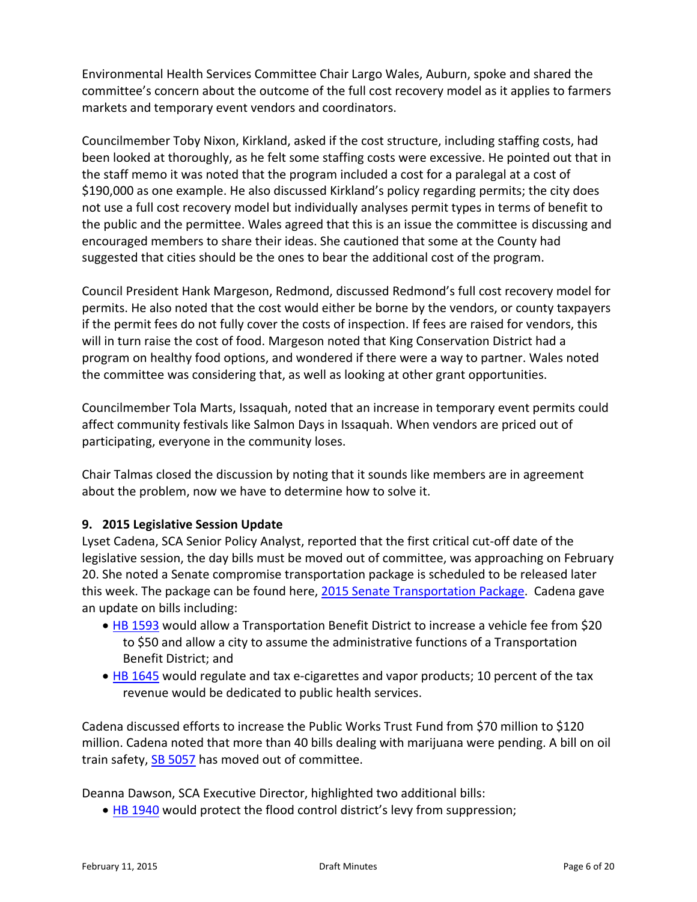Environmental Health Services Committee Chair Largo Wales, Auburn, spoke and shared the committee's concern about the outcome of the full cost recovery model as it applies to farmers markets and temporary event vendors and coordinators.

Councilmember Toby Nixon, Kirkland, asked if the cost structure, including staffing costs, had been looked at thoroughly, as he felt some staffing costs were excessive. He pointed out that in the staff memo it was noted that the program included a cost for a paralegal at a cost of $190,000 as one example. He also discussed Kirkland's policy regarding permits; the city does not use a full cost recovery model but individually analyses permit types in terms of benefit to the public and the permittee. Wales agreed that this is an issue the committee is discussing and encouraged members to share their ideas. She cautioned that some at the County had suggested that cities should be the ones to bear the additional cost of the program.

Council President Hank Margeson, Redmond, discussed Redmond's full cost recovery model for permits. He also noted that the cost would either be borne by the vendors, or county taxpayers if the permit fees do not fully cover the costs of inspection. If fees are raised for vendors, this will in turn raise the cost of food. Margeson noted that King Conservation District had a program on healthy food options, and wondered if there were a way to partner. Wales noted the committee was considering that, as well as looking at other grant opportunities.

Councilmember Tola Marts, Issaquah, noted that an increase in temporary event permits could affect community festivals like Salmon Days in Issaquah. When vendors are priced out of participating, everyone in the community loses.

Chair Talmas closed the discussion by noting that it sounds like members are in agreement about the problem, now we have to determine how to solve it.

**9. 2015 Legislative Session Update**

Lyset Cadena, SCA Senior Policy Analyst, reported that the first critical cut-off date of the legislative session, the day bills must be moved out of committee, was approaching on February 20. She noted a Senate compromise transportation package is scheduled to be released later this week. The package can be found here, 2015 Senate Transportation Package. Cadena gave an update on bills including:

- HB 1593 would allow a Transportation Benefit District to increase a vehicle fee from $20 to $50 and allow a city to assume the administrative functions of a Transportation Benefit District; and
- HB 1645 would regulate and tax e-cigarettes and vapor products; 10 percent of the tax revenue would be dedicated to public health services.

Cadena discussed efforts to increase the Public Works Trust Fund from $70 million to $120 million. Cadena noted that more than 40 bills dealing with marijuana were pending. A bill on oil train safety, SB 5057 has moved out of committee.

Deanna Dawson, SCA Executive Director, highlighted two additional bills:

- HB 1940 would protect the flood control district's levy from suppression;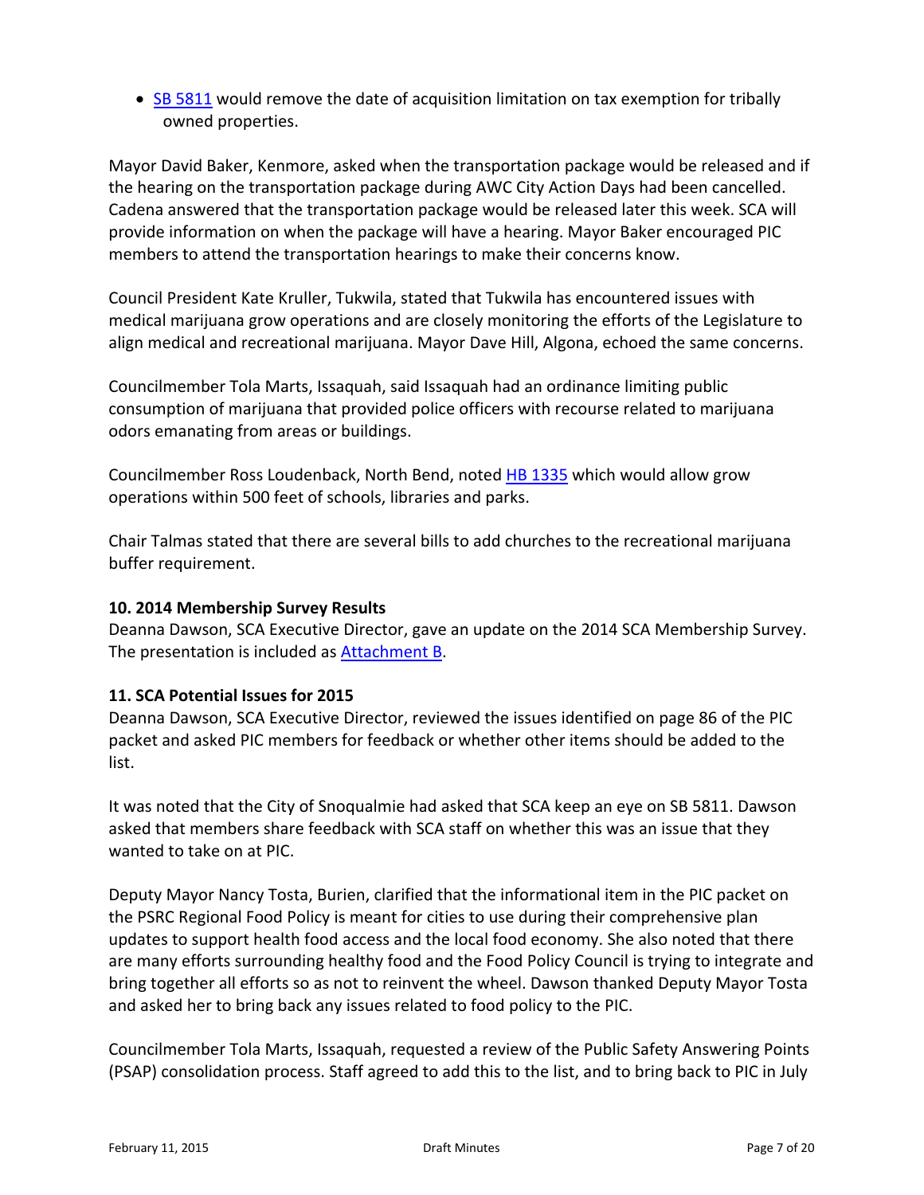- SB 5811 would remove the date of acquisition limitation on tax exemption for tribally owned properties.

Mayor David Baker, Kenmore, asked when the transportation package would be released and if the hearing on the transportation package during AWC City Action Days had been cancelled. Cadena answered that the transportation package would be released later this week. SCA will provide information on when the package will have a hearing. Mayor Baker encouraged PIC members to attend the transportation hearings to make their concerns know.

Council President Kate Kruller, Tukwila, stated that Tukwila has encountered issues with medical marijuana grow operations and are closely monitoring the efforts of the Legislature to align medical and recreational marijuana. Mayor Dave Hill, Algona, echoed the same concerns.

Councilmember Tola Marts, Issaquah, said Issaquah had an ordinance limiting public consumption of marijuana that provided police officers with recourse related to marijuana odors emanating from areas or buildings.

Councilmember Ross Loudenback, North Bend, noted HB 1335 which would allow grow operations within 500 feet of schools, libraries and parks.

Chair Talmas stated that there are several bills to add churches to the recreational marijuana buffer requirement.

**10. 2014 Membership Survey Results**

Deanna Dawson, SCA Executive Director, gave an update on the 2014 SCA Membership Survey. The presentation is included as Attachment B.

**11. SCA Potential Issues for 2015**

Deanna Dawson, SCA Executive Director, reviewed the issues identified on page 86 of the PIC packet and asked PIC members for feedback or whether other items should be added to the list.

It was noted that the City of Snoqualmie had asked that SCA keep an eye on SB 5811. Dawson asked that members share feedback with SCA staff on whether this was an issue that they wanted to take on at PIC.

Deputy Mayor Nancy Tosta, Burien, clarified that the informational item in the PIC packet on the PSRC Regional Food Policy is meant for cities to use during their comprehensive plan updates to support health food access and the local food economy. She also noted that there are many efforts surrounding healthy food and the Food Policy Council is trying to integrate and bring together all efforts so as not to reinvent the wheel. Dawson thanked Deputy Mayor Tosta and asked her to bring back any issues related to food policy to the PIC.

Councilmember Tola Marts, Issaquah, requested a review of the Public Safety Answering Points (PSAP) consolidation process. Staff agreed to add this to the list, and to bring back to PIC in July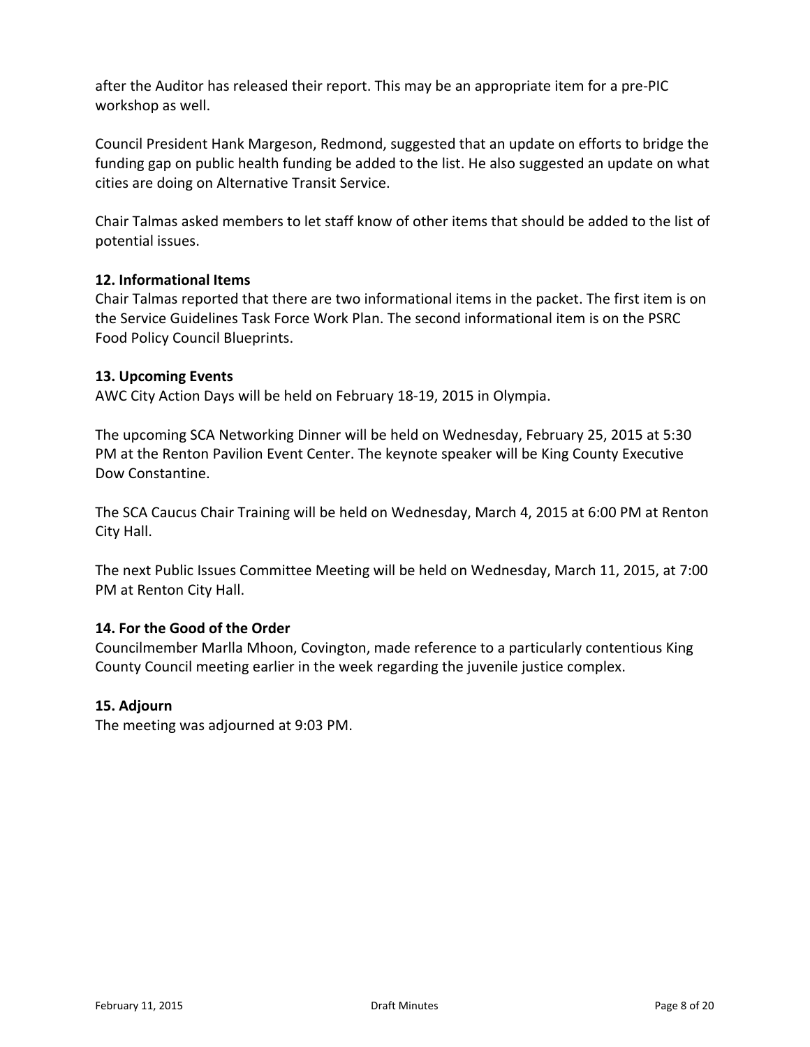after the Auditor has released their report. This may be an appropriate item for a pre-PIC workshop as well.

Council President Hank Margeson, Redmond, suggested that an update on efforts to bridge the funding gap on public health funding be added to the list. He also suggested an update on what cities are doing on Alternative Transit Service.

Chair Talmas asked members to let staff know of other items that should be added to the list of potential issues.

**12. Informational Items**

Chair Talmas reported that there are two informational items in the packet. The first item is on the Service Guidelines Task Force Work Plan. The second informational item is on the PSRC Food Policy Council Blueprints.

**13. Upcoming Events**

AWC City Action Days will be held on February 18-19, 2015 in Olympia.

The upcoming SCA Networking Dinner will be held on Wednesday, February 25, 2015 at 5:30 PM at the Renton Pavilion Event Center. The keynote speaker will be King County Executive Dow Constantine.

The SCA Caucus Chair Training will be held on Wednesday, March 4, 2015 at 6:00 PM at Renton City Hall.

The next Public Issues Committee Meeting will be held on Wednesday, March 11, 2015, at 7:00 PM at Renton City Hall.

**14. For the Good of the Order**

Councilmember Marlla Mhoon, Covington, made reference to a particularly contentious King County Council meeting earlier in the week regarding the juvenile justice complex.

**15. Adjourn**

The meeting was adjourned at 9:03 PM.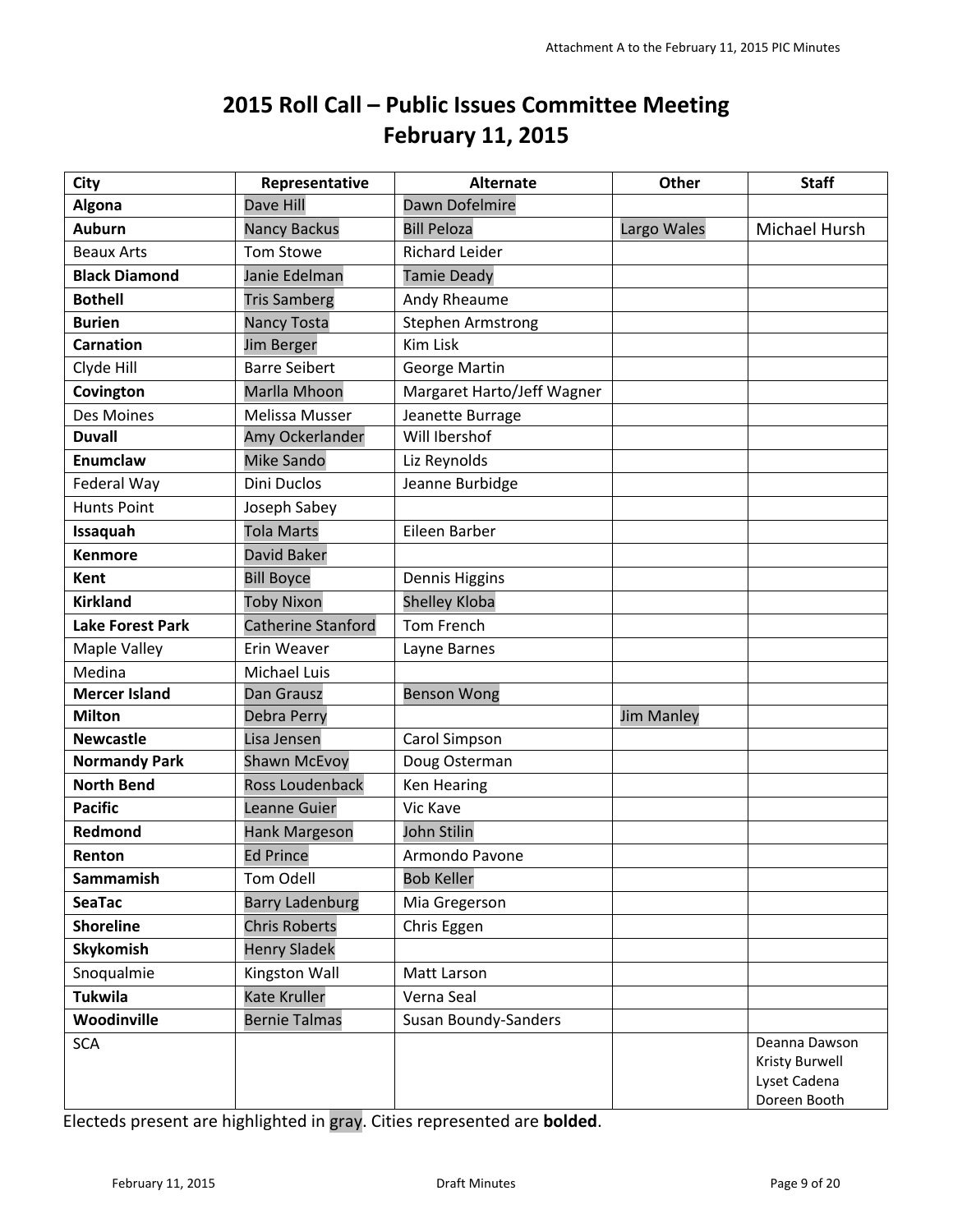Attachment A to the February 11, 2015 PIC Minutes

# 2015 Roll Call – Public Issues Committee Meeting
## February 11, 2015

| City | Representative | Alternate | Other | Staff |
|---|---|---|---|---|
| **Algona** | Dave Hill | Dawn Dofelmire | | |
| **Auburn** | Nancy Backus | Bill Peloza | Largo Wales | Michael Hursh |
| Beaux Arts | Tom Stowe | Richard Leider | | |
| **Black Diamond** | Janie Edelman | Tamie Deady | | |
| **Bothell** | Tris Samberg | Andy Rheaume | | |
| **Burien** | Nancy Tosta | Stephen Armstrong | | |
| **Carnation** | Jim Berger | Kim Lisk | | |
| Clyde Hill | Barre Seibert | George Martin | | |
| **Covington** | Marlla Mhoon | Margaret Harto/Jeff Wagner | | |
| Des Moines | Melissa Musser | Jeanette Burrage | | |
| **Duvall** | Amy Ockerlander | Will Ibershof | | |
| **Enumclaw** | Mike Sando | Liz Reynolds | | |
| Federal Way | Dini Duclos | Jeanne Burbidge | | |
| Hunts Point | Joseph Sabey | | | |
| **Issaquah** | Tola Marts | Eileen Barber | | |
| **Kenmore** | David Baker | | | |
| **Kent** | Bill Boyce | Dennis Higgins | | |
| **Kirkland** | Toby Nixon | Shelley Kloba | | |
| **Lake Forest Park** | Catherine Stanford | Tom French | | |
| Maple Valley | Erin Weaver | Layne Barnes | | |
| Medina | Michael Luis | | | |
| **Mercer Island** | Dan Grausz | Benson Wong | | |
| **Milton** | Debra Perry | | Jim Manley | |
| **Newcastle** | Lisa Jensen | Carol Simpson | | |
| **Normandy Park** | Shawn McEvoy | Doug Osterman | | |
| **North Bend** | Ross Loudenback | Ken Hearing | | |
| **Pacific** | Leanne Guier | Vic Kave | | |
| **Redmond** | Hank Margeson | John Stilin | | |
| **Renton** | Ed Prince | Armondo Pavone | | |
| **Sammamish** | Tom Odell | Bob Keller | | |
| **SeaTac** | Barry Ladenburg | Mia Gregerson | | |
| **Shoreline** | Chris Roberts | Chris Eggen | | |
| **Skykomish** | Henry Sladek | | | |
| Snoqualmie | Kingston Wall | Matt Larson | | |
| **Tukwila** | Kate Kruller | Verna Seal | | |
| **Woodinville** | Bernie Talmas | Susan Boundy-Sanders | | |
| SCA | | | | Deanna Dawson<br>Kristy Burwell<br>Lyset Cadena<br>Doreen Booth |

Electeds present are highlighted in gray. Cities represented are **bolded**.

February 11, 2015 Draft Minutes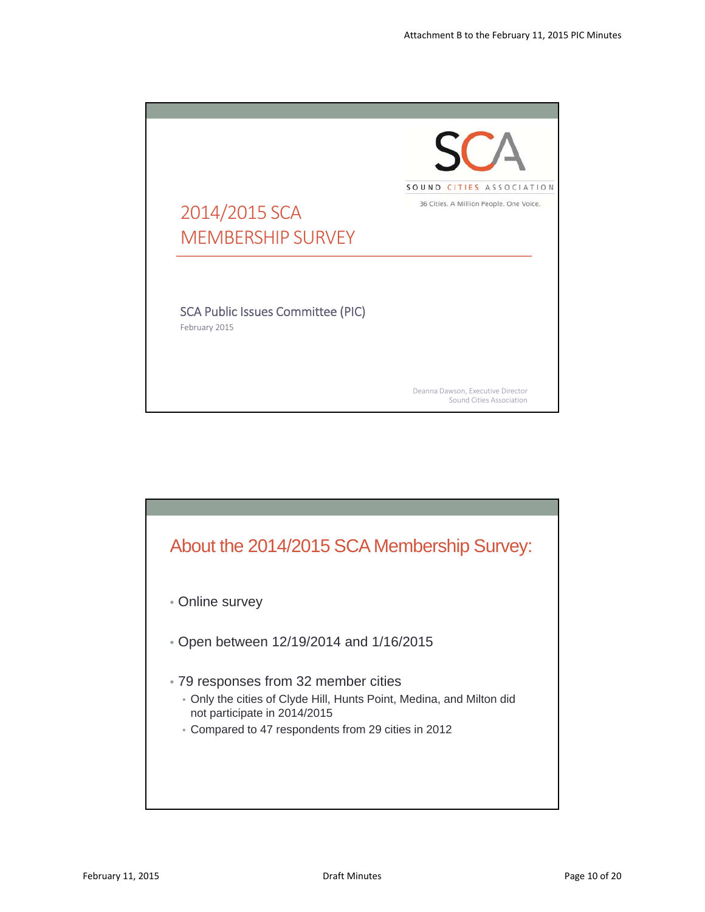# 2014/2015 SCA MEMBERSHIP SURVEY

SOUND CITIES ASSOCIATION

36 Cities. A Million People. One Voice.

SCA Public Issues Committee (PIC)

February 2015

Deanna Dawson, Executive Director
Sound Cities Association

## About the 2014/2015 SCA Membership Survey:

- Online survey
- Open between 12/19/2014 and 1/16/2015
- 79 responses from 32 member cities
  - Only the cities of Clyde Hill, Hunts Point, Medina, and Milton did not participate in 2014/2015
  - Compared to 47 respondents from 29 cities in 2012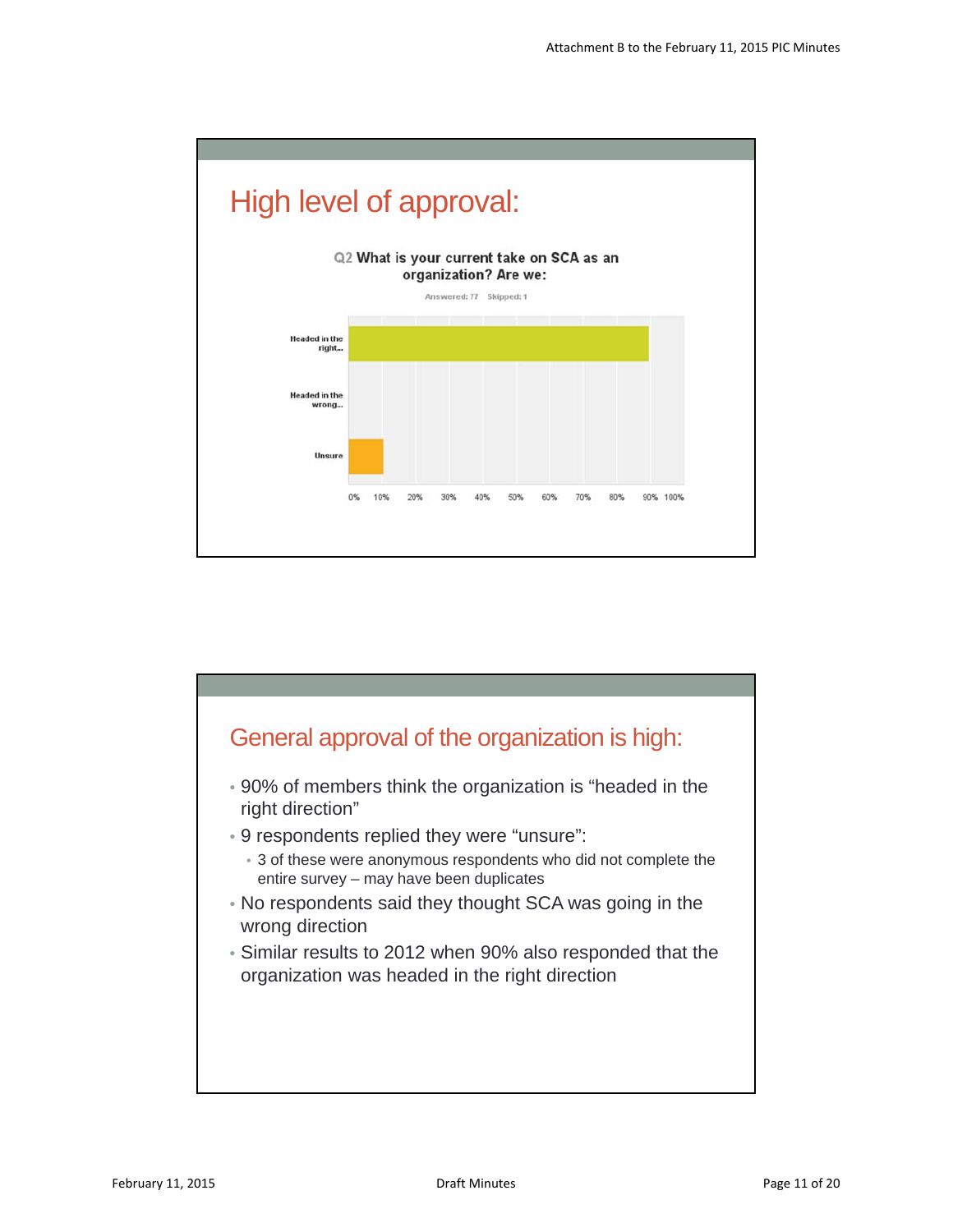## High level of approval:

**Q2 What is your current take on SCA as an organization? Are we:**

Answered: 77 Skipped: 1

| Response | Approximate % |
|---|---|
| Headed in the right... | ~90% |
| Headed in the wrong... | 0% |
| Unsure | ~10% |

## General approval of the organization is high:

- 90% of members think the organization is "headed in the right direction"
- 9 respondents replied they were "unsure":
  - 3 of these were anonymous respondents who did not complete the entire survey – may have been duplicates
- No respondents said they thought SCA was going in the wrong direction
- Similar results to 2012 when 90% also responded that the organization was headed in the right direction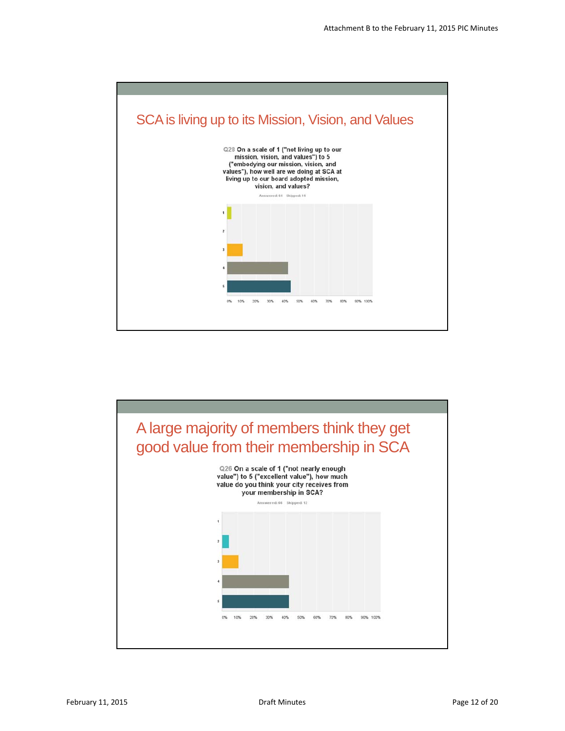## SCA is living up to its Mission, Vision, and Values

Q28 On a scale of 1 ("not living up to our mission, vision, and values") to 5 ("embodying our mission, vision, and values"), how well are we doing at SCA at living up to our board adopted mission, vision, and values?

Answered: 64 Skipped: 14

## A large majority of members think they get good value from their membership in SCA

Q26 On a scale of 1 ("not nearly enough value") to 5 ("excellent value"), how much value do you think your city receives from your membership in SCA?

Answered: 66 Skipped: 12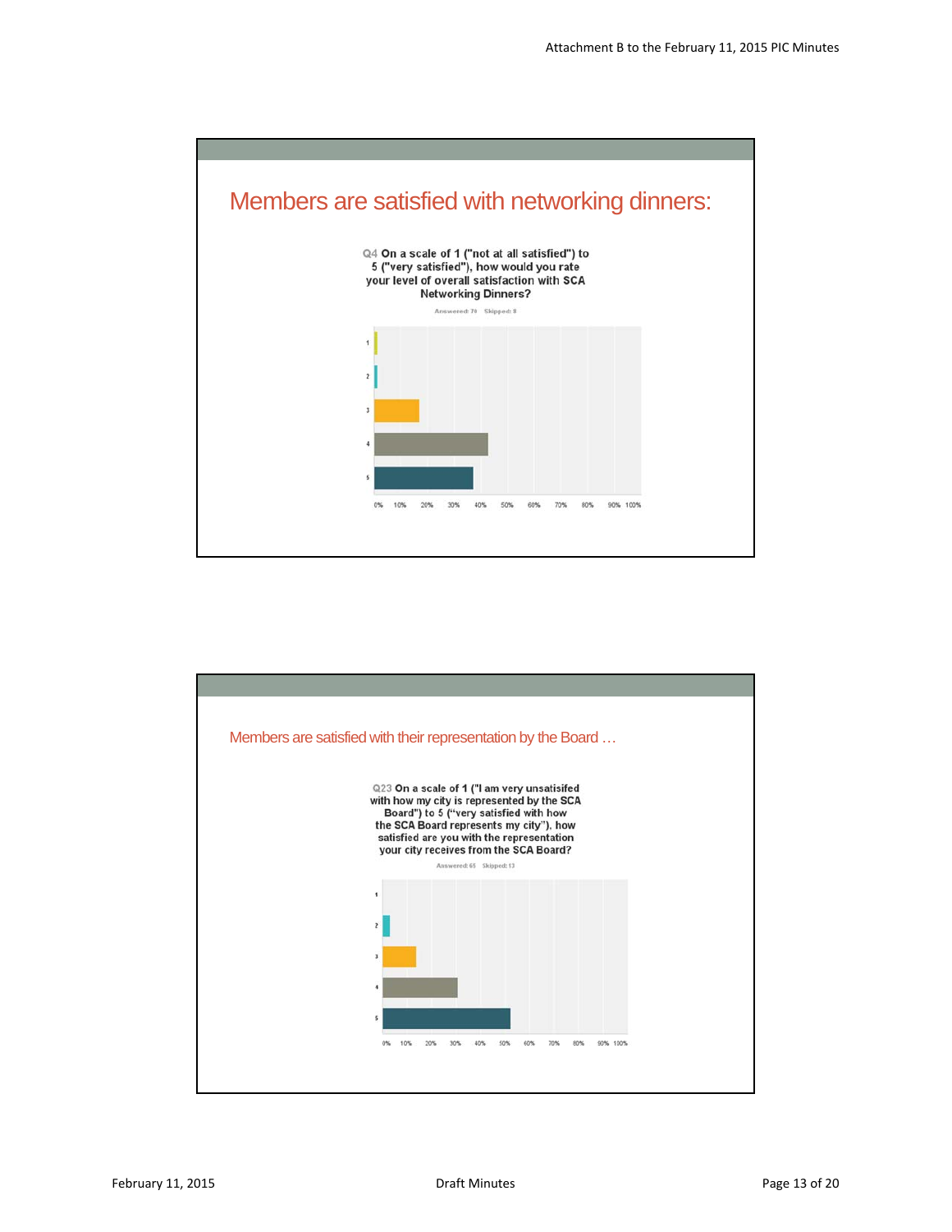## Members are satisfied with networking dinners:

Q4 On a scale of 1 ("not at all satisfied") to 5 ("very satisfied"), how would you rate your level of overall satisfaction with SCA Networking Dinners?

Answered: 76 Skipped: 8

## Members are satisfied with their representation by the Board …

Q23 On a scale of 1 ("I am very unsatisifed with how my city is represented by the SCA Board") to 5 ("very satisfied with how the SCA Board represents my city"), how satisfied are you with the representation your city receives from the SCA Board?

Answered: 65 Skipped: 13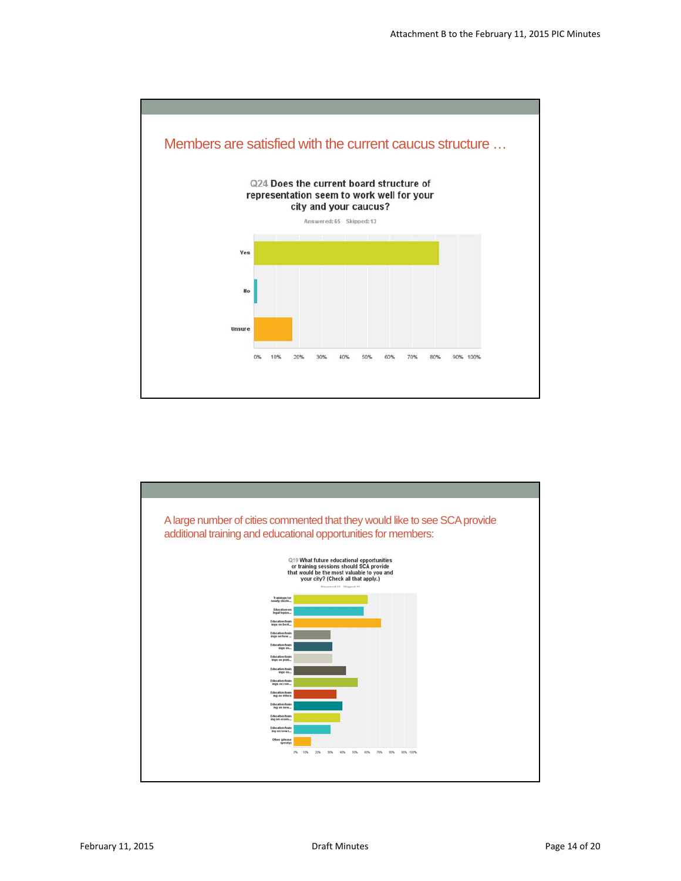## Members are satisfied with the current caucus structure …

**Q24 Does the current board structure of representation seem to work well for your city and your caucus?**

Answered: 65 Skipped: 13

| Response | Approx. % |
|---|---|
| Yes | ~81% |
| No | ~1% |
| Unsure | ~17% |

## A large number of cities commented that they would like to see SCA provide additional training and educational opportunities for members:

**Q19 What future educational opportunities or training sessions should SCA provide that would be the most valuable to you and your city? (Check all that apply.)**

Answered: 63 Skipped: 15

| Response | Approx. % |
|---|---|
| Trainings for newly electe... | ~60% |
| Education on legal topics... | ~57% |
| Education/trainings on best... | ~71% |
| Education/trainings on how ... | ~30% |
| Education/trainings on... | ~31% |
| Education/trainings on publ... | ~31% |
| Education/trainings on... | ~42% |
| Education/trainings on rev... | ~52% |
| Education/training on ethics | ~35% |
| Education/training on new... | ~39% |
| Education/training on econo... | ~38% |
| Education/training on howt... | ~30% |
| Other (please specify) | ~14% |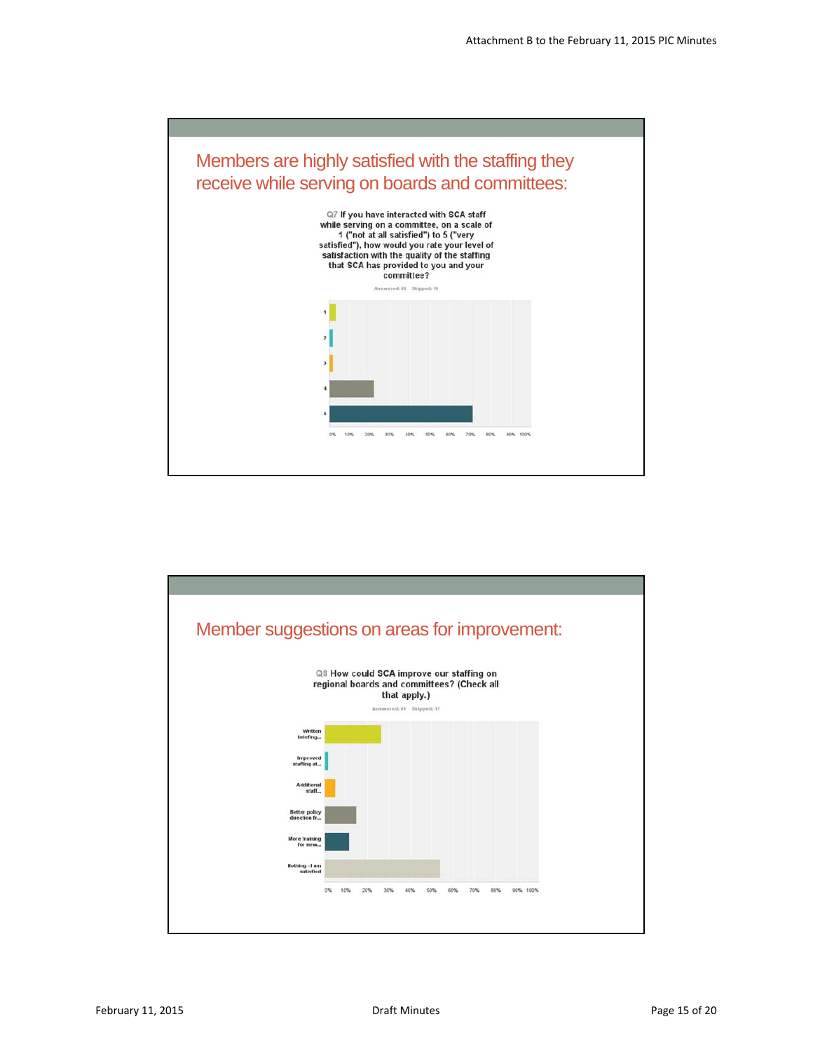## Members are highly satisfied with the staffing they receive while serving on boards and committees:

**Q7 If you have interacted with SCA staff while serving on a committee, on a scale of 1 ("not at all satisfied") to 5 ("very satisfied"), how would you rate your level of satisfaction with the quality of the staffing that SCA has provided to you and your committee?**

Answered: 59 Skipped: 19

| Rating | Approximate share |
|---|---|
| 1 | ~3% |
| 2 | ~2% |
| 3 | ~2% |
| 4 | ~22% |
| 5 | ~71% |

## Member suggestions on areas for improvement:

**Q8 How could SCA improve our staffing on regional boards and committees? (Check all that apply.)**

Answered: 41 Skipped: 17

| Response | Approximate share |
|---|---|
| Written briefing... | ~27% |
| Improved staffing at... | ~2% |
| Additional staff... | ~5% |
| Better policy direction fr... | ~15% |
| More training for new... | ~12% |
| Nothing - I am satisfied | ~54% |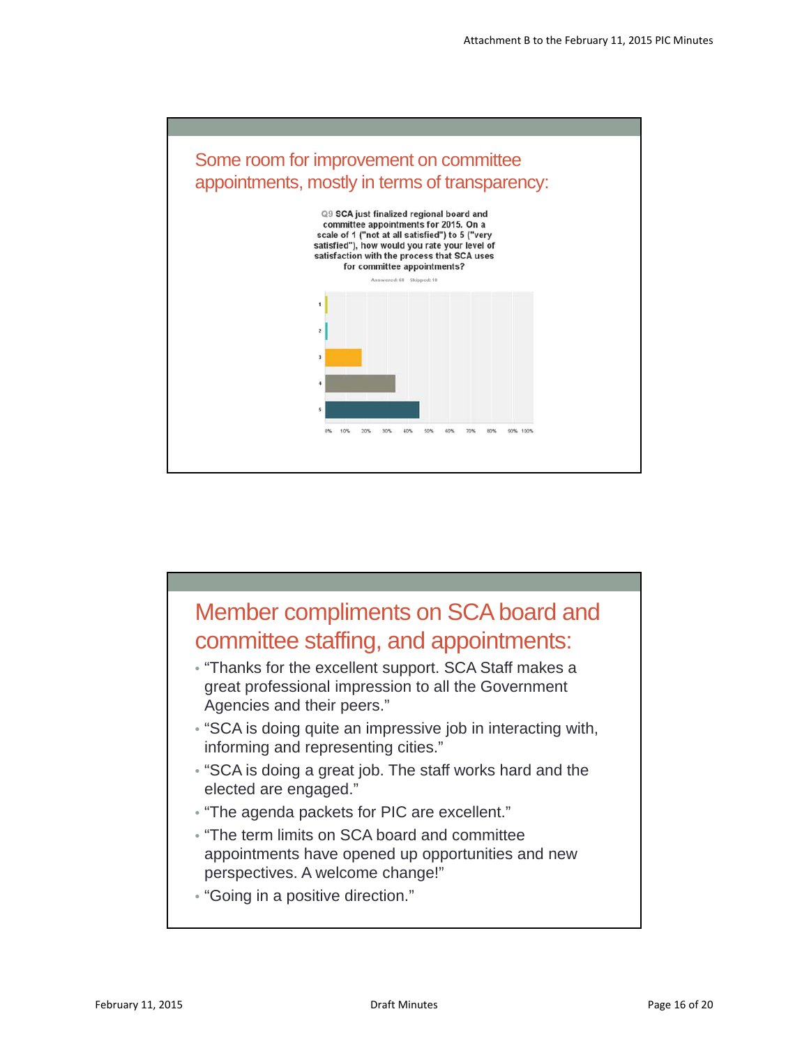## Some room for improvement on committee appointments, mostly in terms of transparency:

Q9 SCA just finalized regional board and committee appointments for 2015. On a scale of 1 ("not at all satisfied") to 5 ("very satisfied"), how would you rate your level of satisfaction with the process that SCA uses for committee appointments?

Answered: 68 Skipped: 10

## Member compliments on SCA board and committee staffing, and appointments:

- "Thanks for the excellent support. SCA Staff makes a great professional impression to all the Government Agencies and their peers."
- "SCA is doing quite an impressive job in interacting with, informing and representing cities."
- "SCA is doing a great job. The staff works hard and the elected are engaged."
- "The agenda packets for PIC are excellent."
- "The term limits on SCA board and committee appointments have opened up opportunities and new perspectives. A welcome change!"
- "Going in a positive direction."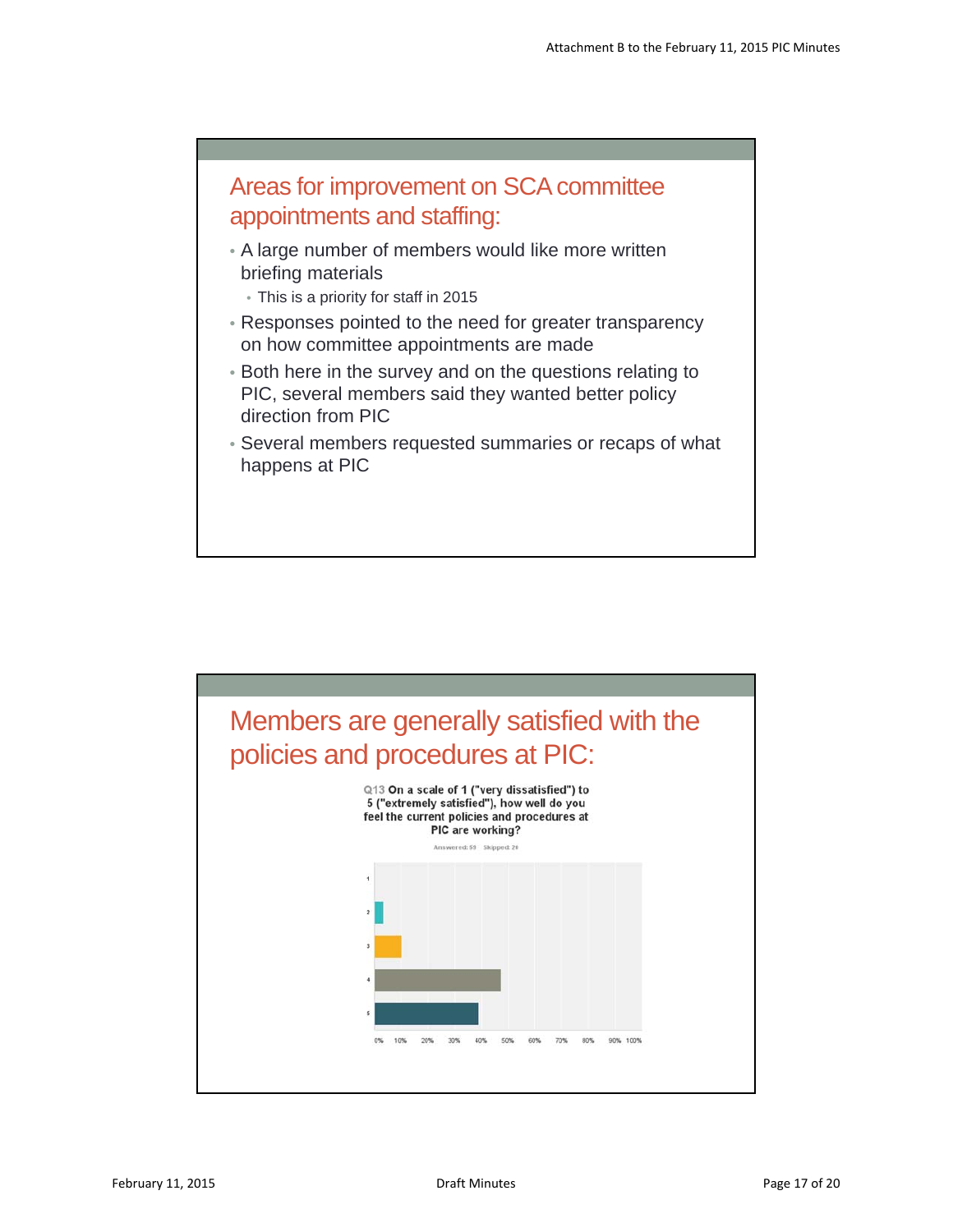## Areas for improvement on SCA committee appointments and staffing:

- A large number of members would like more written briefing materials
  - This is a priority for staff in 2015
- Responses pointed to the need for greater transparency on how committee appointments are made
- Both here in the survey and on the questions relating to PIC, several members said they wanted better policy direction from PIC
- Several members requested summaries or recaps of what happens at PIC

## Members are generally satisfied with the policies and procedures at PIC:

**Q13 On a scale of 1 ("very dissatisfied") to 5 ("extremely satisfied"), how well do you feel the current policies and procedures at PIC are working?**

Answered: 59 Skipped: 29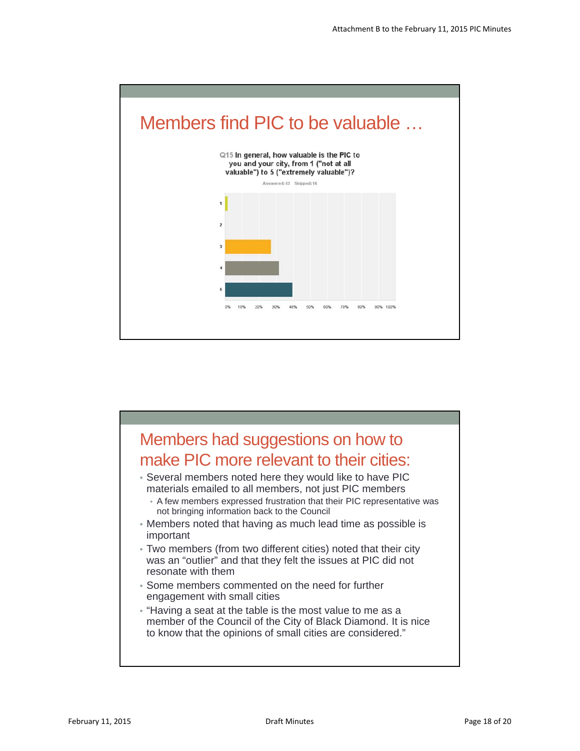## Members find PIC to be valuable …

**Q15 In general, how valuable is the PIC to you and your city, from 1 ("not at all valuable") to 5 ("extremely valuable")?**

Answered: 63 Skipped: 16

| Rating | Approx. % |
|---|---|
| 1 | ~1% |
| 2 | 0% |
| 3 | ~27% |
| 4 | ~32% |
| 5 | ~40% |

## Members had suggestions on how to make PIC more relevant to their cities:

- Several members noted here they would like to have PIC materials emailed to all members, not just PIC members
  - A few members expressed frustration that their PIC representative was not bringing information back to the Council
- Members noted that having as much lead time as possible is important
- Two members (from two different cities) noted that their city was an "outlier" and that they felt the issues at PIC did not resonate with them
- Some members commented on the need for further engagement with small cities
- "Having a seat at the table is the most value to me as a member of the Council of the City of Black Diamond. It is nice to know that the opinions of small cities are considered."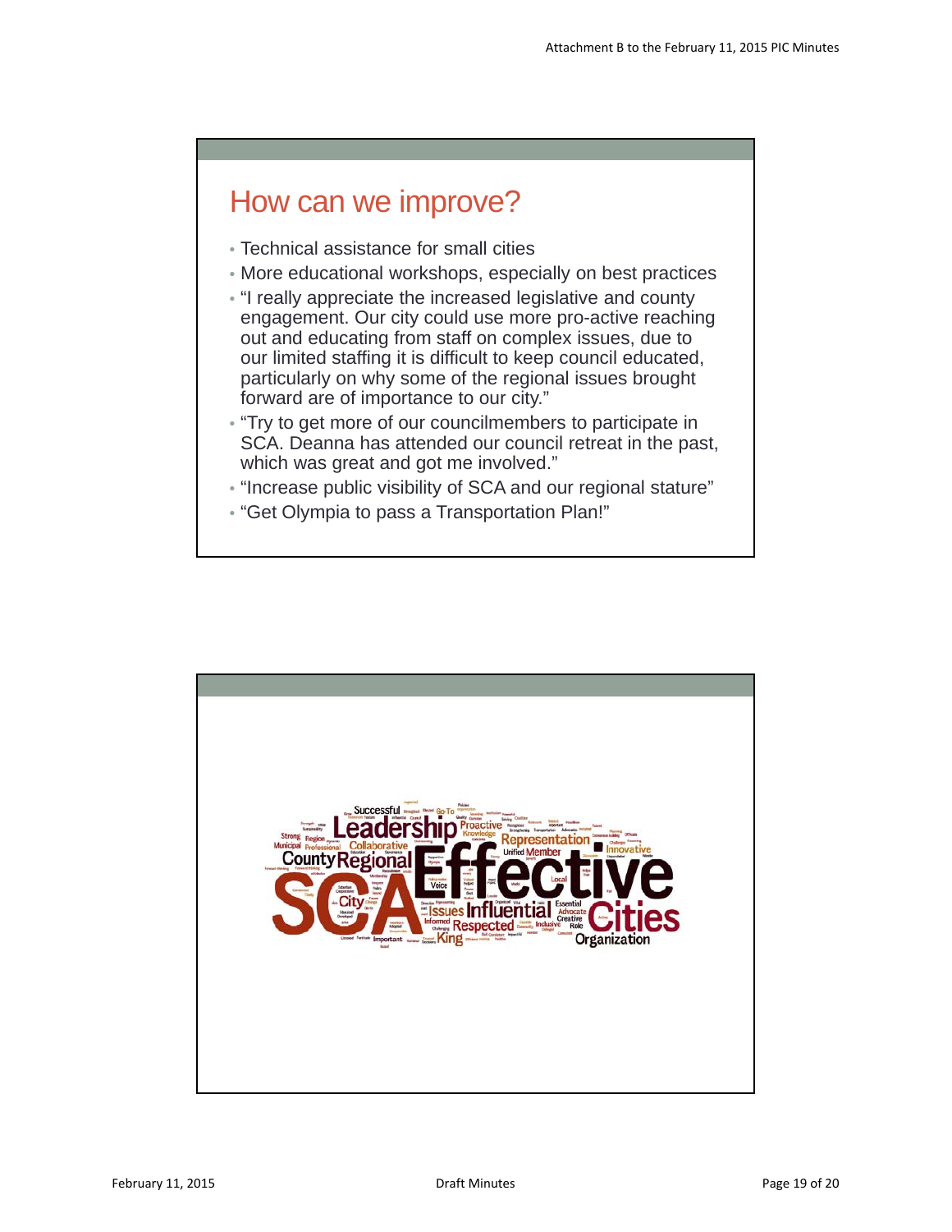## How can we improve?

- Technical assistance for small cities
- More educational workshops, especially on best practices
- "I really appreciate the increased legislative and county engagement. Our city could use more pro-active reaching out and educating from staff on complex issues, due to our limited staffing it is difficult to keep council educated, particularly on why some of the regional issues brought forward are of importance to our city."
- "Try to get more of our councilmembers to participate in SCA. Deanna has attended our council retreat in the past, which was great and got me involved."
- "Increase public visibility of SCA and our regional stature"
- "Get Olympia to pass a Transportation Plan!"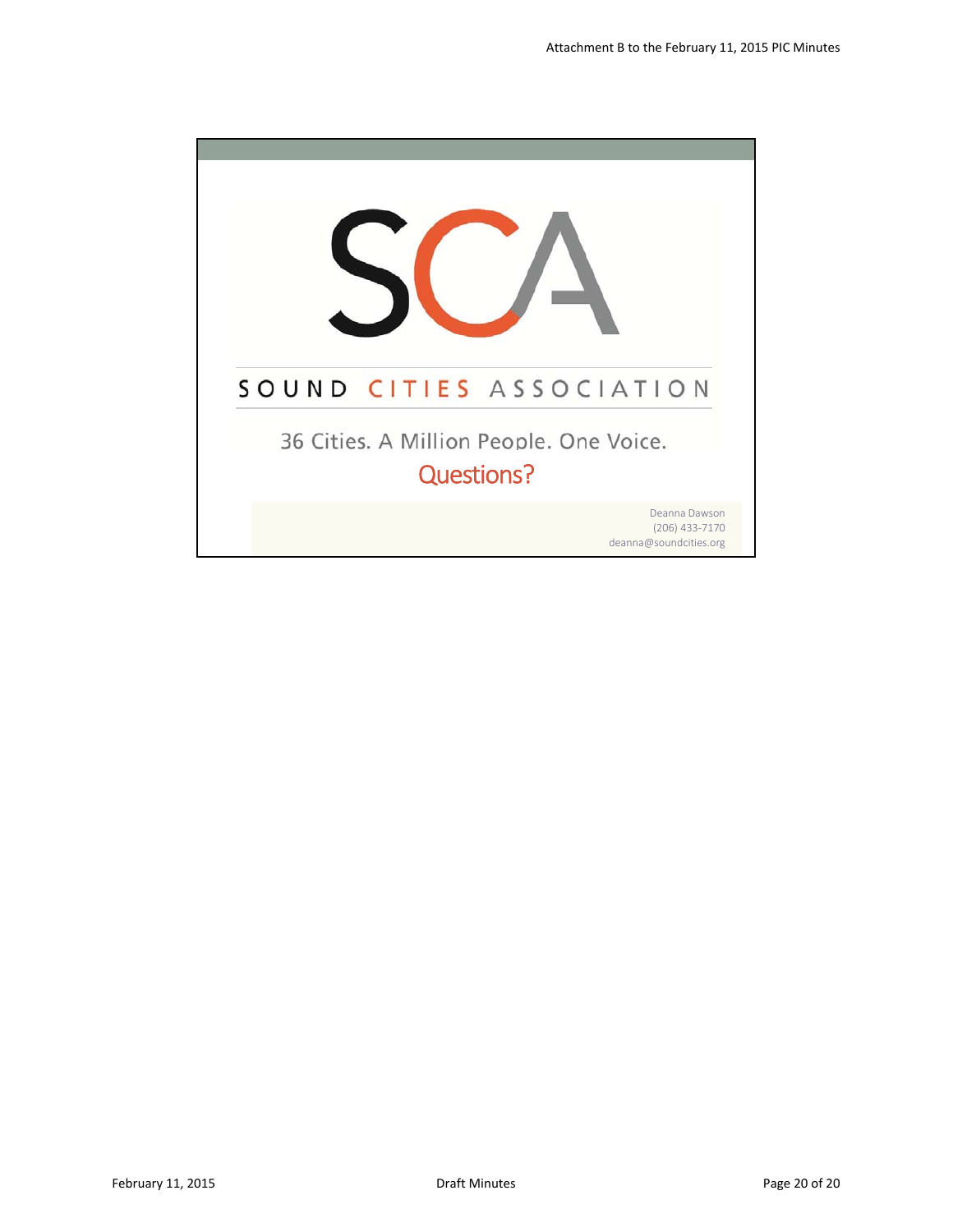SCA

SOUND CITIES ASSOCIATION

36 Cities. A Million People. One Voice.

Questions?

Deanna Dawson
(206) 433-7170
deanna@soundcities.org